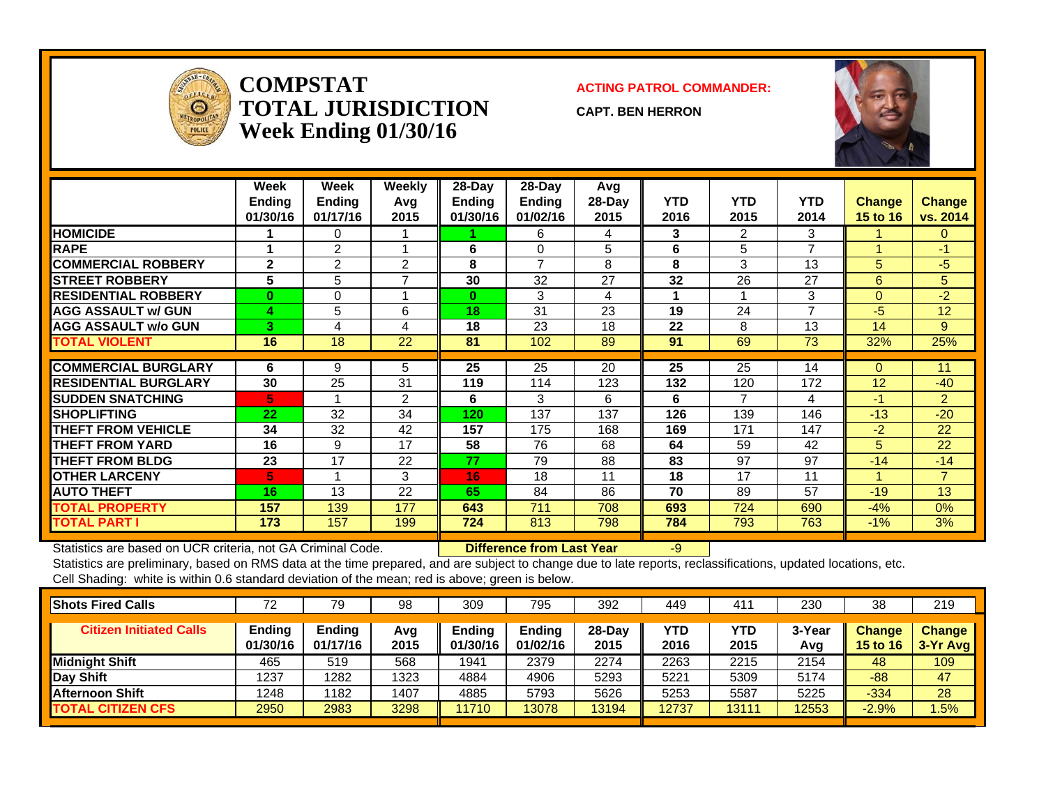# COMPSTAT TOTAL JURISDICTION Week Ending 01/30/16

**ACTING PATROL COMMANDER:**

**CAPT. BEN HERRON**

| | Week Ending 01/30/16 | Week Ending 01/17/16 | Weekly Avg 2015 | 28-Day Ending 01/30/16 | 28-Day Ending 01/02/16 | Avg 28-Day 2015 | YTD 2016 | YTD 2015 | YTD 2014 | Change 15 to 16 | Change vs. 2014 |
|---|---|---|---|---|---|---|---|---|---|---|---|
| HOMICIDE | 1 | 0 | 1 | 1 | 6 | 4 | 3 | 2 | 3 | 1 | 0 |
| RAPE | 1 | 2 | 1 | 6 | 0 | 5 | 6 | 5 | 7 | 1 | -1 |
| COMMERCIAL ROBBERY | 2 | 2 | 2 | 8 | 7 | 8 | 8 | 3 | 13 | 5 | -5 |
| STREET ROBBERY | 5 | 5 | 7 | 30 | 32 | 27 | 32 | 26 | 27 | 6 | 5 |
| RESIDENTIAL ROBBERY | 0 | 0 | 1 | 0 | 3 | 4 | 1 | 1 | 3 | 0 | -2 |
| AGG ASSAULT w/ GUN | 4 | 5 | 6 | 18 | 31 | 23 | 19 | 24 | 7 | -5 | 12 |
| AGG ASSAULT w/o GUN | 3 | 4 | 4 | 18 | 23 | 18 | 22 | 8 | 13 | 14 | 9 |
| TOTAL VIOLENT | 16 | 18 | 22 | 81 | 102 | 89 | 91 | 69 | 73 | 32% | 25% |
| COMMERCIAL BURGLARY | 6 | 9 | 5 | 25 | 25 | 20 | 25 | 25 | 14 | 0 | 11 |
| RESIDENTIAL BURGLARY | 30 | 25 | 31 | 119 | 114 | 123 | 132 | 120 | 172 | 12 | -40 |
| SUDDEN SNATCHING | 5 | 1 | 2 | 6 | 3 | 6 | 6 | 7 | 4 | -1 | 2 |
| SHOPLIFTING | 22 | 32 | 34 | 120 | 137 | 137 | 126 | 139 | 146 | -13 | -20 |
| THEFT FROM VEHICLE | 34 | 32 | 42 | 157 | 175 | 168 | 169 | 171 | 147 | -2 | 22 |
| THEFT FROM YARD | 16 | 9 | 17 | 58 | 76 | 68 | 64 | 59 | 42 | 5 | 22 |
| THEFT FROM BLDG | 23 | 17 | 22 | 77 | 79 | 88 | 83 | 97 | 97 | -14 | -14 |
| OTHER LARCENY | 5 | 1 | 3 | 16 | 18 | 11 | 18 | 17 | 11 | 1 | 7 |
| AUTO THEFT | 16 | 13 | 22 | 65 | 84 | 86 | 70 | 89 | 57 | -19 | 13 |
| TOTAL PROPERTY | 157 | 139 | 177 | 643 | 711 | 708 | 693 | 724 | 690 | -4% | 0% |
| TOTAL PART I | 173 | 157 | 199 | 724 | 813 | 798 | 784 | 793 | 763 | -1% | 3% |

Statistics are based on UCR criteria, not GA Criminal Code. **Difference from Last Year** -9

Statistics are preliminary, based on RMS data at the time prepared, and are subject to change due to late reports, reclassifications, updated locations, etc.

Cell Shading: white is within 0.6 standard deviation of the mean; red is above; green is below.

| Shots Fired Calls | 72 | 79 | 98 | 309 | 795 | 392 | 449 | 411 | 230 | 38 | 219 |
|---|---|---|---|---|---|---|---|---|---|---|---|
| **Citizen Initiated Calls** | **Ending 01/30/16** | **Ending 01/17/16** | **Avg 2015** | **Ending 01/30/16** | **Ending 01/02/16** | **28-Day 2015** | **YTD 2016** | **YTD 2015** | **3-Year Avg** | **Change 15 to 16** | **Change 3-Yr Avg** |
| Midnight Shift | 465 | 519 | 568 | 1941 | 2379 | 2274 | 2263 | 2215 | 2154 | 48 | 109 |
| Day Shift | 1237 | 1282 | 1323 | 4884 | 4906 | 5293 | 5221 | 5309 | 5174 | -88 | 47 |
| Afternoon Shift | 1248 | 1182 | 1407 | 4885 | 5793 | 5626 | 5253 | 5587 | 5225 | -334 | 28 |
| TOTAL CITIZEN CFS | 2950 | 2983 | 3298 | 11710 | 13078 | 13194 | 12737 | 13111 | 12553 | -2.9% | 1.5% |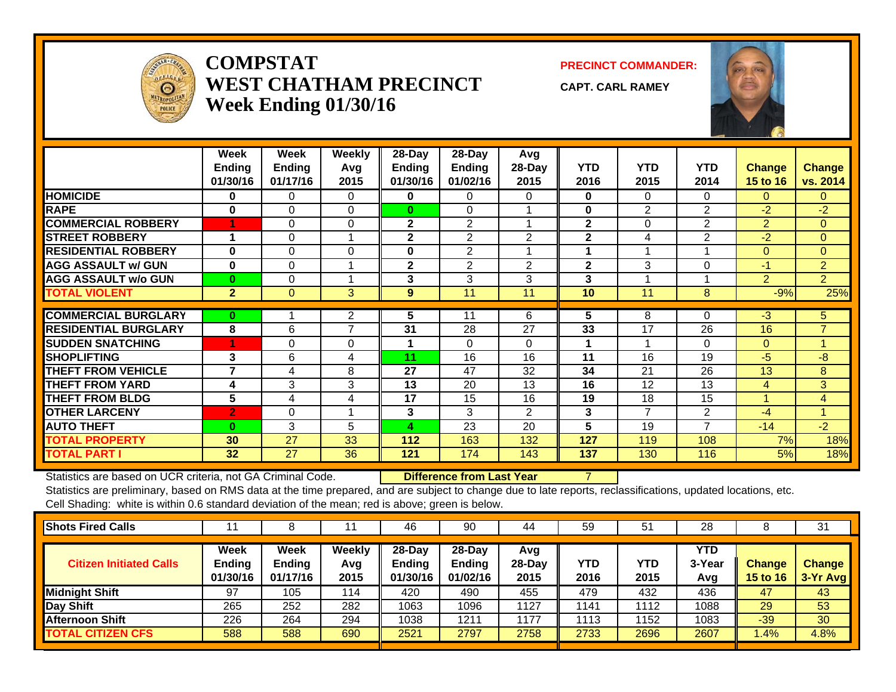# COMPSTAT
## WEST CHATHAM PRECINCT
## Week Ending 01/30/16

**PRECINCT COMMANDER:** CAPT. CARL RAMEY

| | Week Ending 01/30/16 | Week Ending 01/17/16 | Weekly Avg 2015 | 28-Day Ending 01/30/16 | 28-Day Ending 01/02/16 | Avg 28-Day 2015 | YTD 2016 | YTD 2015 | YTD 2014 | Change 15 to 16 | Change vs. 2014 |
|---|---|---|---|---|---|---|---|---|---|---|---|
| HOMICIDE | 0 | 0 | 0 | 0 | 0 | 0 | 0 | 0 | 0 | 0 | 0 |
| RAPE | 0 | 0 | 0 | 0 | 0 | 1 | 0 | 2 | 2 | -2 | -2 |
| COMMERCIAL ROBBERY | 1 | 0 | 0 | 2 | 2 | 1 | 2 | 0 | 2 | 2 | 0 |
| STREET ROBBERY | 1 | 0 | 1 | 2 | 2 | 2 | 2 | 4 | 2 | -2 | 0 |
| RESIDENTIAL ROBBERY | 0 | 0 | 0 | 0 | 2 | 1 | 1 | 1 | 1 | 0 | 0 |
| AGG ASSAULT w/ GUN | 0 | 0 | 1 | 2 | 2 | 2 | 2 | 3 | 0 | -1 | 2 |
| AGG ASSAULT w/o GUN | 0 | 0 | 1 | 3 | 3 | 3 | 3 | 1 | 1 | 2 | 2 |
| TOTAL VIOLENT | 2 | 0 | 3 | 9 | 11 | 11 | 10 | 11 | 8 | -9% | 25% |
| COMMERCIAL BURGLARY | 0 | 1 | 2 | 5 | 11 | 6 | 5 | 8 | 0 | -3 | 5 |
| RESIDENTIAL BURGLARY | 8 | 6 | 7 | 31 | 28 | 27 | 33 | 17 | 26 | 16 | 7 |
| SUDDEN SNATCHING | 1 | 0 | 0 | 1 | 0 | 0 | 1 | 1 | 0 | 0 | 1 |
| SHOPLIFTING | 3 | 6 | 4 | 11 | 16 | 16 | 11 | 16 | 19 | -5 | -8 |
| THEFT FROM VEHICLE | 7 | 4 | 8 | 27 | 47 | 32 | 34 | 21 | 26 | 13 | 8 |
| THEFT FROM YARD | 4 | 3 | 3 | 13 | 20 | 13 | 16 | 12 | 13 | 4 | 3 |
| THEFT FROM BLDG | 5 | 4 | 4 | 17 | 15 | 16 | 19 | 18 | 15 | 1 | 4 |
| OTHER LARCENY | 2 | 0 | 1 | 3 | 3 | 2 | 3 | 7 | 2 | -4 | 1 |
| AUTO THEFT | 0 | 3 | 5 | 4 | 23 | 20 | 5 | 19 | 7 | -14 | -2 |
| TOTAL PROPERTY | 30 | 27 | 33 | 112 | 163 | 132 | 127 | 119 | 108 | 7% | 18% |
| TOTAL PART I | 32 | 27 | 36 | 121 | 174 | 143 | 137 | 130 | 116 | 5% | 18% |

Statistics are based on UCR criteria, not GA Criminal Code. **Difference from Last Year** 7

Statistics are preliminary, based on RMS data at the time prepared, and are subject to change due to late reports, reclassifications, updated locations, etc.

Cell Shading: white is within 0.6 standard deviation of the mean; red is above; green is below.

| Shots Fired Calls | 11 | 8 | 11 | 46 | 90 | 44 | 59 | 51 | 28 | 8 | 31 |
|---|---|---|---|---|---|---|---|---|---|---|---|

| Citizen Initiated Calls | Week Ending 01/30/16 | Week Ending 01/17/16 | Weekly Avg 2015 | 28-Day Ending 01/30/16 | 28-Day Ending 01/02/16 | Avg 28-Day 2015 | YTD 2016 | YTD 2015 | YTD 3-Year Avg | Change 15 to 16 | Change 3-Yr Avg |
|---|---|---|---|---|---|---|---|---|---|---|---|
| Midnight Shift | 97 | 105 | 114 | 420 | 490 | 455 | 479 | 432 | 436 | 47 | 43 |
| Day Shift | 265 | 252 | 282 | 1063 | 1096 | 1127 | 1141 | 1112 | 1088 | 29 | 53 |
| Afternoon Shift | 226 | 264 | 294 | 1038 | 1211 | 1177 | 1113 | 1152 | 1083 | -39 | 30 |
| TOTAL CITIZEN CFS | 588 | 588 | 690 | 2521 | 2797 | 2758 | 2733 | 2696 | 2607 | 1.4% | 4.8% |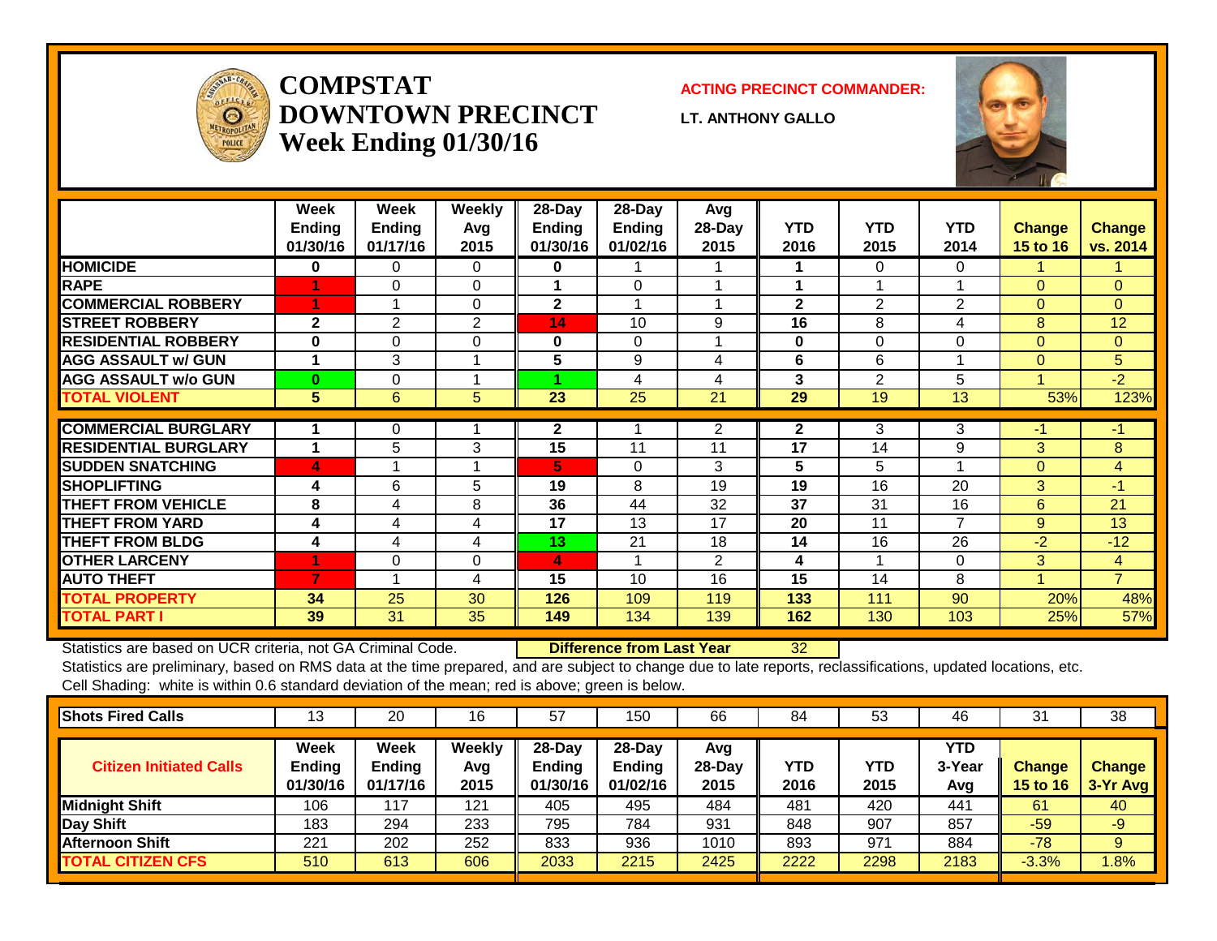# COMPSTAT DOWNTOWN PRECINCT
## Week Ending 01/30/16

**ACTING PRECINCT COMMANDER:**

**LT. ANTHONY GALLO**

| | Week Ending 01/30/16 | Week Ending 01/17/16 | Weekly Avg 2015 | 28-Day Ending 01/30/16 | 28-Day Ending 01/02/16 | Avg 28-Day 2015 | YTD 2016 | YTD 2015 | YTD 2014 | Change 15 to 16 | Change vs. 2014 |
|---|---|---|---|---|---|---|---|---|---|---|---|
| HOMICIDE | 0 | 0 | 0 | 0 | 1 | 1 | 1 | 0 | 0 | 1 | 1 |
| RAPE | 1 | 0 | 0 | 1 | 0 | 1 | 1 | 1 | 1 | 0 | 0 |
| COMMERCIAL ROBBERY | 1 | 1 | 0 | 2 | 1 | 1 | 2 | 2 | 2 | 0 | 0 |
| STREET ROBBERY | 2 | 2 | 2 | 14 | 10 | 9 | 16 | 8 | 4 | 8 | 12 |
| RESIDENTIAL ROBBERY | 0 | 0 | 0 | 0 | 0 | 1 | 0 | 0 | 0 | 0 | 0 |
| AGG ASSAULT w/ GUN | 1 | 3 | 1 | 5 | 9 | 4 | 6 | 6 | 1 | 0 | 5 |
| AGG ASSAULT w/o GUN | 0 | 0 | 1 | 1 | 4 | 4 | 3 | 2 | 5 | 1 | -2 |
| TOTAL VIOLENT | 5 | 6 | 5 | 23 | 25 | 21 | 29 | 19 | 13 | 53% | 123% |
| COMMERCIAL BURGLARY | 1 | 0 | 1 | 2 | 1 | 2 | 2 | 3 | 3 | -1 | -1 |
| RESIDENTIAL BURGLARY | 1 | 5 | 3 | 15 | 11 | 11 | 17 | 14 | 9 | 3 | 8 |
| SUDDEN SNATCHING | 4 | 1 | 1 | 5 | 0 | 3 | 5 | 5 | 1 | 0 | 4 |
| SHOPLIFTING | 4 | 6 | 5 | 19 | 8 | 19 | 19 | 16 | 20 | 3 | -1 |
| THEFT FROM VEHICLE | 8 | 4 | 8 | 36 | 44 | 32 | 37 | 31 | 16 | 6 | 21 |
| THEFT FROM YARD | 4 | 4 | 4 | 17 | 13 | 17 | 20 | 11 | 7 | 9 | 13 |
| THEFT FROM BLDG | 4 | 4 | 4 | 13 | 21 | 18 | 14 | 16 | 26 | -2 | -12 |
| OTHER LARCENY | 1 | 0 | 0 | 4 | 1 | 2 | 4 | 1 | 0 | 3 | 4 |
| AUTO THEFT | 7 | 1 | 4 | 15 | 10 | 16 | 15 | 14 | 8 | 1 | 7 |
| TOTAL PROPERTY | 34 | 25 | 30 | 126 | 109 | 119 | 133 | 111 | 90 | 20% | 48% |
| TOTAL PART I | 39 | 31 | 35 | 149 | 134 | 139 | 162 | 130 | 103 | 25% | 57% |

Statistics are based on UCR criteria, not GA Criminal Code. **Difference from Last Year** 32

Statistics are preliminary, based on RMS data at the time prepared, and are subject to change due to late reports, reclassifications, updated locations, etc.

Cell Shading: white is within 0.6 standard deviation of the mean; red is above; green is below.

| Shots Fired Calls | 13 | 20 | 16 | 57 | 150 | 66 | 84 | 53 | 46 | 31 | 38 |
|---|---|---|---|---|---|---|---|---|---|---|---|

| Citizen Initiated Calls | Week Ending 01/30/16 | Week Ending 01/17/16 | Weekly Avg 2015 | 28-Day Ending 01/30/16 | 28-Day Ending 01/02/16 | Avg 28-Day 2015 | YTD 2016 | YTD 2015 | YTD 3-Year Avg | Change 15 to 16 | Change 3-Yr Avg |
|---|---|---|---|---|---|---|---|---|---|---|---|
| Midnight Shift | 106 | 117 | 121 | 405 | 495 | 484 | 481 | 420 | 441 | 61 | 40 |
| Day Shift | 183 | 294 | 233 | 795 | 784 | 931 | 848 | 907 | 857 | -59 | -9 |
| Afternoon Shift | 221 | 202 | 252 | 833 | 936 | 1010 | 893 | 971 | 884 | -78 | 9 |
| TOTAL CITIZEN CFS | 510 | 613 | 606 | 2033 | 2215 | 2425 | 2222 | 2298 | 2183 | -3.3% | 1.8% |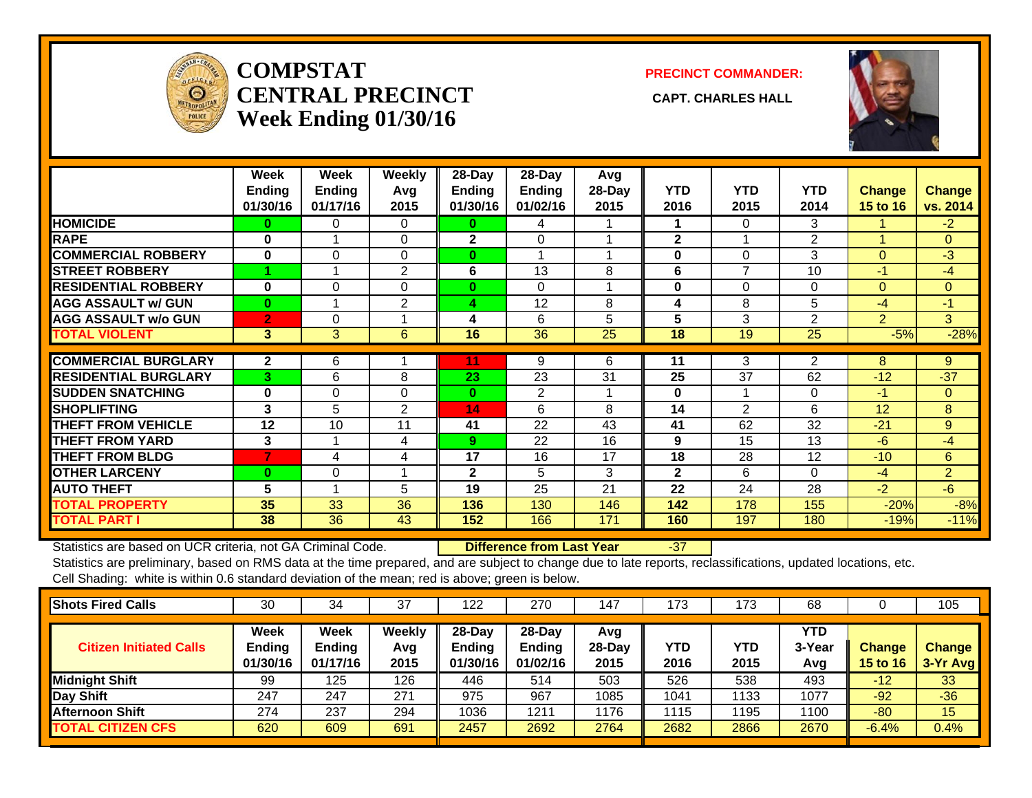# COMPSTAT CENTRAL PRECINCT
## Week Ending 01/30/16

**PRECINCT COMMANDER:**

**CAPT. CHARLES HALL**

| | Week Ending 01/30/16 | Week Ending 01/17/16 | Weekly Avg 2015 | 28-Day Ending 01/30/16 | 28-Day Ending 01/02/16 | Avg 28-Day 2015 | YTD 2016 | YTD 2015 | YTD 2014 | Change 15 to 16 | Change vs. 2014 |
|---|---|---|---|---|---|---|---|---|---|---|---|
| HOMICIDE | 0 | 0 | 0 | 0 | 4 | 1 | 1 | 0 | 3 | 1 | -2 |
| RAPE | 0 | 1 | 0 | 2 | 0 | 1 | 2 | 1 | 2 | 1 | 0 |
| COMMERCIAL ROBBERY | 0 | 0 | 0 | 0 | 1 | 1 | 0 | 0 | 3 | 0 | -3 |
| STREET ROBBERY | 1 | 1 | 2 | 6 | 13 | 8 | 6 | 7 | 10 | -1 | -4 |
| RESIDENTIAL ROBBERY | 0 | 0 | 0 | 0 | 0 | 1 | 0 | 0 | 0 | 0 | 0 |
| AGG ASSAULT w/ GUN | 0 | 1 | 2 | 4 | 12 | 8 | 4 | 8 | 5 | -4 | -1 |
| AGG ASSAULT w/o GUN | 2 | 0 | 1 | 4 | 6 | 5 | 5 | 3 | 2 | 2 | 3 |
| TOTAL VIOLENT | 3 | 3 | 6 | 16 | 36 | 25 | 18 | 19 | 25 | -5% | -28% |
| COMMERCIAL BURGLARY | 2 | 6 | 1 | 11 | 9 | 6 | 11 | 3 | 2 | 8 | 9 |
| RESIDENTIAL BURGLARY | 3 | 6 | 8 | 23 | 23 | 31 | 25 | 37 | 62 | -12 | -37 |
| SUDDEN SNATCHING | 0 | 0 | 0 | 0 | 2 | 1 | 0 | 1 | 0 | -1 | 0 |
| SHOPLIFTING | 3 | 5 | 2 | 14 | 6 | 8 | 14 | 2 | 6 | 12 | 8 |
| THEFT FROM VEHICLE | 12 | 10 | 11 | 41 | 22 | 43 | 41 | 62 | 32 | -21 | 9 |
| THEFT FROM YARD | 3 | 1 | 4 | 9 | 22 | 16 | 9 | 15 | 13 | -6 | -4 |
| THEFT FROM BLDG | 7 | 4 | 4 | 17 | 16 | 17 | 18 | 28 | 12 | -10 | 6 |
| OTHER LARCENY | 0 | 0 | 1 | 2 | 5 | 3 | 2 | 6 | 0 | -4 | 2 |
| AUTO THEFT | 5 | 1 | 5 | 19 | 25 | 21 | 22 | 24 | 28 | -2 | -6 |
| TOTAL PROPERTY | 35 | 33 | 36 | 136 | 130 | 146 | 142 | 178 | 155 | -20% | -8% |
| TOTAL PART I | 38 | 36 | 43 | 152 | 166 | 171 | 160 | 197 | 180 | -19% | -11% |

Statistics are based on UCR criteria, not GA Criminal Code. **Difference from Last Year** -37

Statistics are preliminary, based on RMS data at the time prepared, and are subject to change due to late reports, reclassifications, updated locations, etc.

Cell Shading: white is within 0.6 standard deviation of the mean; red is above; green is below.

| Shots Fired Calls | 30 | 34 | 37 | 122 | 270 | 147 | 173 | 173 | 68 | 0 | 105 |
|---|---|---|---|---|---|---|---|---|---|---|---|
| **Citizen Initiated Calls** | **Week Ending 01/30/16** | **Week Ending 01/17/16** | **Weekly Avg 2015** | **28-Day Ending 01/30/16** | **28-Day Ending 01/02/16** | **Avg 28-Day 2015** | **YTD 2016** | **YTD 2015** | **YTD 3-Year Avg** | **Change 15 to 16** | **Change 3-Yr Avg** |
| Midnight Shift | 99 | 125 | 126 | 446 | 514 | 503 | 526 | 538 | 493 | -12 | 33 |
| Day Shift | 247 | 247 | 271 | 975 | 967 | 1085 | 1041 | 1133 | 1077 | -92 | -36 |
| Afternoon Shift | 274 | 237 | 294 | 1036 | 1211 | 1176 | 1115 | 1195 | 1100 | -80 | 15 |
| TOTAL CITIZEN CFS | 620 | 609 | 691 | 2457 | 2692 | 2764 | 2682 | 2866 | 2670 | -6.4% | 0.4% |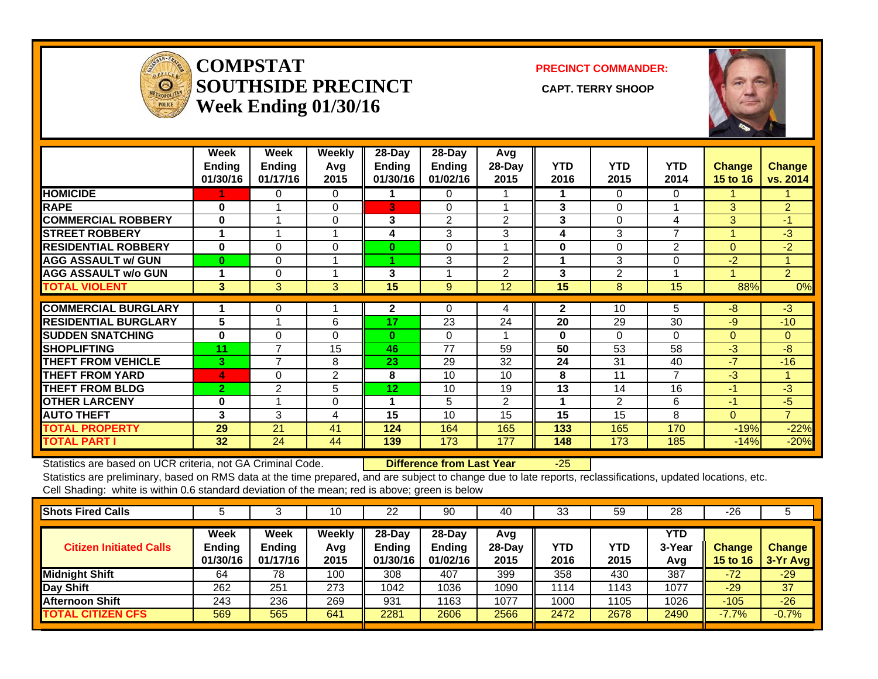# COMPSTAT SOUTHSIDE PRECINCT
## Week Ending 01/30/16

**PRECINCT COMMANDER:**

**CAPT. TERRY SHOOP**

| | Week Ending 01/30/16 | Week Ending 01/17/16 | Weekly Avg 2015 | 28-Day Ending 01/30/16 | 28-Day Ending 01/02/16 | Avg 28-Day 2015 | YTD 2016 | YTD 2015 | YTD 2014 | Change 15 to 16 | Change vs. 2014 |
|---|---|---|---|---|---|---|---|---|---|---|---|
| HOMICIDE | 1 | 0 | 0 | 1 | 0 | 1 | 1 | 0 | 0 | 1 | 1 |
| RAPE | 0 | 1 | 0 | 3 | 0 | 1 | 3 | 0 | 1 | 3 | 2 |
| COMMERCIAL ROBBERY | 0 | 1 | 0 | 3 | 2 | 2 | 3 | 0 | 4 | 3 | -1 |
| STREET ROBBERY | 1 | 1 | 1 | 4 | 3 | 3 | 4 | 3 | 7 | 1 | -3 |
| RESIDENTIAL ROBBERY | 0 | 0 | 0 | 0 | 0 | 1 | 0 | 0 | 2 | 0 | -2 |
| AGG ASSAULT w/ GUN | 0 | 0 | 1 | 1 | 3 | 2 | 1 | 3 | 0 | -2 | 1 |
| AGG ASSAULT w/o GUN | 1 | 0 | 1 | 3 | 1 | 2 | 3 | 2 | 1 | 1 | 2 |
| TOTAL VIOLENT | 3 | 3 | 3 | 15 | 9 | 12 | 15 | 8 | 15 | 88% | 0% |
| COMMERCIAL BURGLARY | 1 | 0 | 1 | 2 | 0 | 4 | 2 | 10 | 5 | -8 | -3 |
| RESIDENTIAL BURGLARY | 5 | 1 | 6 | 17 | 23 | 24 | 20 | 29 | 30 | -9 | -10 |
| SUDDEN SNATCHING | 0 | 0 | 0 | 0 | 0 | 1 | 0 | 0 | 0 | 0 | 0 |
| SHOPLIFTING | 11 | 7 | 15 | 46 | 77 | 59 | 50 | 53 | 58 | -3 | -8 |
| THEFT FROM VEHICLE | 3 | 7 | 8 | 23 | 29 | 32 | 24 | 31 | 40 | -7 | -16 |
| THEFT FROM YARD | 4 | 0 | 2 | 8 | 10 | 10 | 8 | 11 | 7 | -3 | 1 |
| THEFT FROM BLDG | 2 | 2 | 5 | 12 | 10 | 19 | 13 | 14 | 16 | -1 | -3 |
| OTHER LARCENY | 0 | 1 | 0 | 1 | 5 | 2 | 1 | 2 | 6 | -1 | -5 |
| AUTO THEFT | 3 | 3 | 4 | 15 | 10 | 15 | 15 | 15 | 8 | 0 | 7 |
| TOTAL PROPERTY | 29 | 21 | 41 | 124 | 164 | 165 | 133 | 165 | 170 | -19% | -22% |
| TOTAL PART I | 32 | 24 | 44 | 139 | 173 | 177 | 148 | 173 | 185 | -14% | -20% |

Statistics are based on UCR criteria, not GA Criminal Code. **Difference from Last Year** -25

Statistics are preliminary, based on RMS data at the time prepared, and are subject to change due to late reports, reclassifications, updated locations, etc.

Cell Shading: white is within 0.6 standard deviation of the mean; red is above; green is below

| Shots Fired Calls | 5 | 3 | 10 | 22 | 90 | 40 | 33 | 59 | 28 | -26 | 5 |
|---|---|---|---|---|---|---|---|---|---|---|---|

| Citizen Initiated Calls | Week Ending 01/30/16 | Week Ending 01/17/16 | Weekly Avg 2015 | 28-Day Ending 01/30/16 | 28-Day Ending 01/02/16 | Avg 28-Day 2015 | YTD 2016 | YTD 2015 | YTD 3-Year Avg | Change 15 to 16 | Change 3-Yr Avg |
|---|---|---|---|---|---|---|---|---|---|---|---|
| Midnight Shift | 64 | 78 | 100 | 308 | 407 | 399 | 358 | 430 | 387 | -72 | -29 |
| Day Shift | 262 | 251 | 273 | 1042 | 1036 | 1090 | 1114 | 1143 | 1077 | -29 | 37 |
| Afternoon Shift | 243 | 236 | 269 | 931 | 1163 | 1077 | 1000 | 1105 | 1026 | -105 | -26 |
| TOTAL CITIZEN CFS | 569 | 565 | 641 | 2281 | 2606 | 2566 | 2472 | 2678 | 2490 | -7.7% | -0.7% |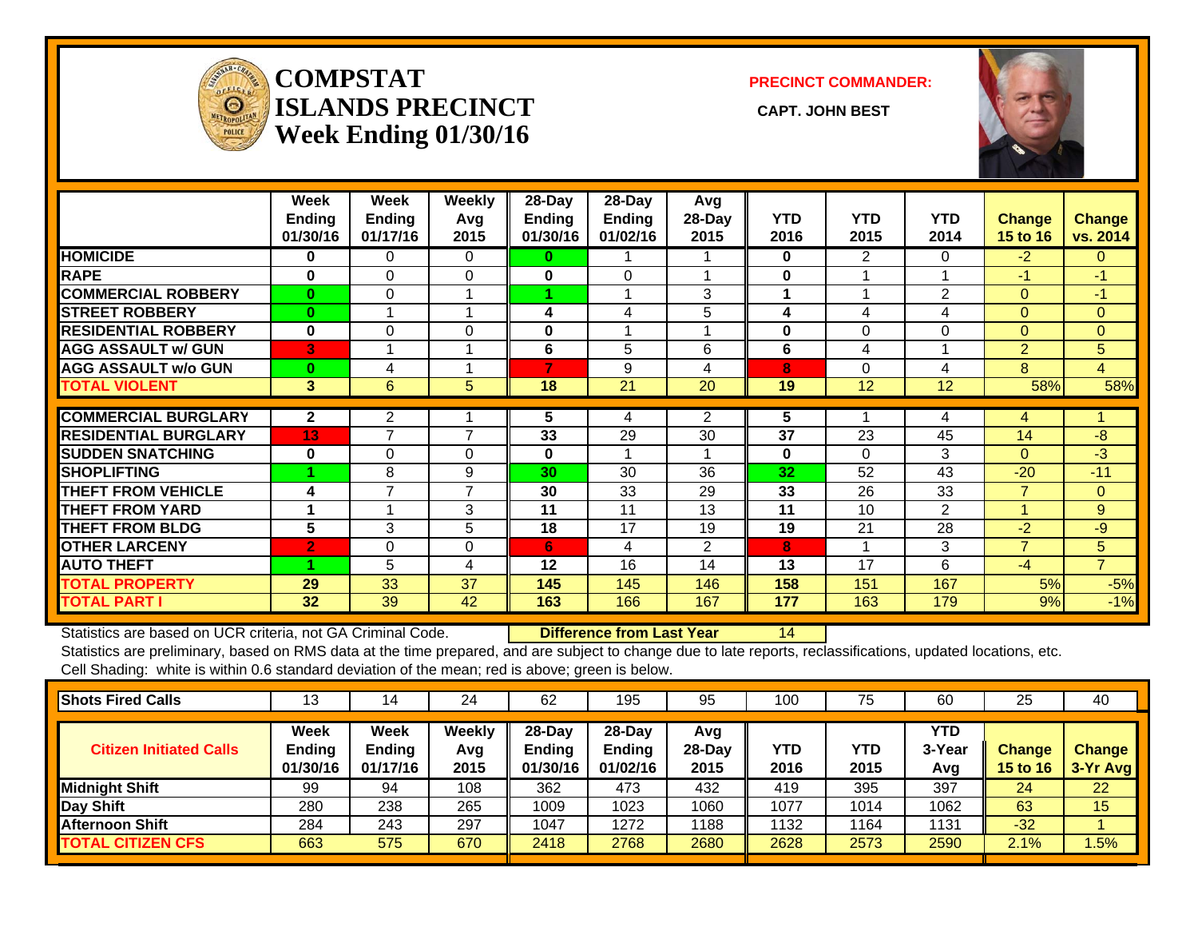# COMPSTAT ISLANDS PRECINCT Week Ending 01/30/16

**PRECINCT COMMANDER:**

**CAPT. JOHN BEST**

| | Week Ending 01/30/16 | Week Ending 01/17/16 | Weekly Avg 2015 | 28-Day Ending 01/30/16 | 28-Day Ending 01/02/16 | Avg 28-Day 2015 | YTD 2016 | YTD 2015 | YTD 2014 | Change 15 to 16 | Change vs. 2014 |
|---|---|---|---|---|---|---|---|---|---|---|---|
| HOMICIDE | 0 | 0 | 0 | 0 | 1 | 1 | 0 | 2 | 0 | -2 | 0 |
| RAPE | 0 | 0 | 0 | 0 | 0 | 1 | 0 | 1 | 1 | -1 | -1 |
| COMMERCIAL ROBBERY | 0 | 0 | 1 | 1 | 1 | 3 | 1 | 1 | 2 | 0 | -1 |
| STREET ROBBERY | 0 | 1 | 1 | 4 | 4 | 5 | 4 | 4 | 4 | 0 | 0 |
| RESIDENTIAL ROBBERY | 0 | 0 | 0 | 0 | 1 | 1 | 0 | 0 | 0 | 0 | 0 |
| AGG ASSAULT w/ GUN | 3 | 1 | 1 | 6 | 5 | 6 | 6 | 4 | 1 | 2 | 5 |
| AGG ASSAULT w/o GUN | 0 | 4 | 1 | 7 | 9 | 4 | 8 | 0 | 4 | 8 | 4 |
| TOTAL VIOLENT | 3 | 6 | 5 | 18 | 21 | 20 | 19 | 12 | 12 | 58% | 58% |
| COMMERCIAL BURGLARY | 2 | 2 | 1 | 5 | 4 | 2 | 5 | 1 | 4 | 4 | 1 |
| RESIDENTIAL BURGLARY | 13 | 7 | 7 | 33 | 29 | 30 | 37 | 23 | 45 | 14 | -8 |
| SUDDEN SNATCHING | 0 | 0 | 0 | 0 | 1 | 1 | 0 | 0 | 3 | 0 | -3 |
| SHOPLIFTING | 1 | 8 | 9 | 30 | 30 | 36 | 32 | 52 | 43 | -20 | -11 |
| THEFT FROM VEHICLE | 4 | 7 | 7 | 30 | 33 | 29 | 33 | 26 | 33 | 7 | 0 |
| THEFT FROM YARD | 1 | 1 | 3 | 11 | 11 | 13 | 11 | 10 | 2 | 1 | 9 |
| THEFT FROM BLDG | 5 | 3 | 5 | 18 | 17 | 19 | 19 | 21 | 28 | -2 | -9 |
| OTHER LARCENY | 2 | 0 | 0 | 6 | 4 | 2 | 8 | 1 | 3 | 7 | 5 |
| AUTO THEFT | 1 | 5 | 4 | 12 | 16 | 14 | 13 | 17 | 6 | -4 | 7 |
| TOTAL PROPERTY | 29 | 33 | 37 | 145 | 145 | 146 | 158 | 151 | 167 | 5% | -5% |
| TOTAL PART I | 32 | 39 | 42 | 163 | 166 | 167 | 177 | 163 | 179 | 9% | -1% |

Statistics are based on UCR criteria, not GA Criminal Code. **Difference from Last Year** 14

Statistics are preliminary, based on RMS data at the time prepared, and are subject to change due to late reports, reclassifications, updated locations, etc.

Cell Shading: white is within 0.6 standard deviation of the mean; red is above; green is below.

| Shots Fired Calls | 13 | 14 | 24 | 62 | 195 | 95 | 100 | 75 | 60 | 25 | 40 |
|---|---|---|---|---|---|---|---|---|---|---|---|
| **Citizen Initiated Calls** | **Week Ending 01/30/16** | **Week Ending 01/17/16** | **Weekly Avg 2015** | **28-Day Ending 01/30/16** | **28-Day Ending 01/02/16** | **Avg 28-Day 2015** | **YTD 2016** | **YTD 2015** | **YTD 3-Year Avg** | **Change 15 to 16** | **Change 3-Yr Avg** |
| Midnight Shift | 99 | 94 | 108 | 362 | 473 | 432 | 419 | 395 | 397 | 24 | 22 |
| Day Shift | 280 | 238 | 265 | 1009 | 1023 | 1060 | 1077 | 1014 | 1062 | 63 | 15 |
| Afternoon Shift | 284 | 243 | 297 | 1047 | 1272 | 1188 | 1132 | 1164 | 1131 | -32 | 1 |
| TOTAL CITIZEN CFS | 663 | 575 | 670 | 2418 | 2768 | 2680 | 2628 | 2573 | 2590 | 2.1% | 1.5% |